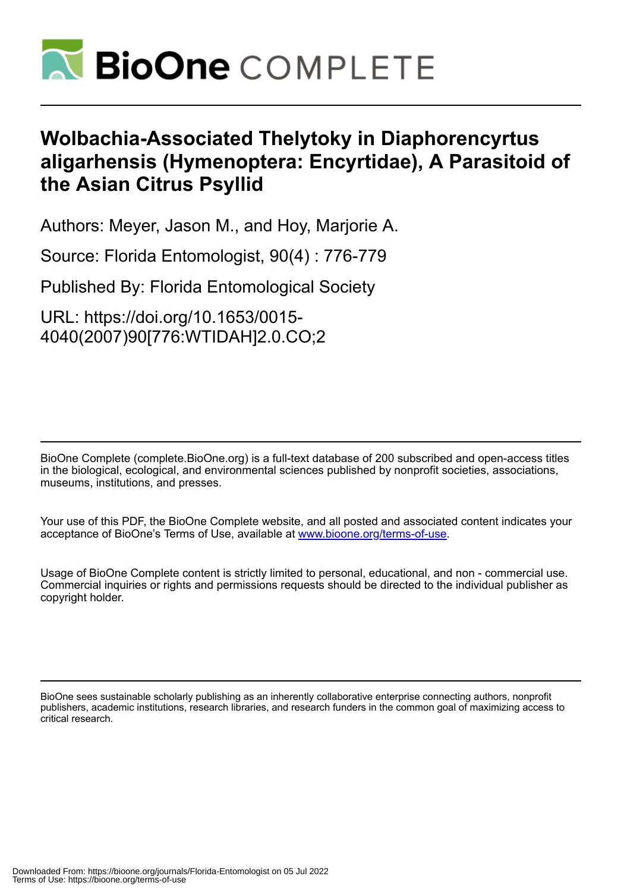# Wolbachia-Associated Thelytoky in Diaphorencyrtus aligarhensis (Hymenoptera: Encyrtidae), A Parasitoid of the Asian Citrus Psyllid

Authors: Meyer, Jason M., and Hoy, Marjorie A.

Source: Florida Entomologist, 90(4) : 776-779

Published By: Florida Entomological Society

URL: https://doi.org/10.1653/0015-4040(2007)90[776:WTIDAH]2.0.CO;2

BioOne Complete (complete.BioOne.org) is a full-text database of 200 subscribed and open-access titles in the biological, ecological, and environmental sciences published by nonprofit societies, associations, museums, institutions, and presses.

Your use of this PDF, the BioOne Complete website, and all posted and associated content indicates your acceptance of BioOne's Terms of Use, available at www.bioone.org/terms-of-use.

Usage of BioOne Complete content is strictly limited to personal, educational, and non - commercial use. Commercial inquiries or rights and permissions requests should be directed to the individual publisher as copyright holder.

BioOne sees sustainable scholarly publishing as an inherently collaborative enterprise connecting authors, nonprofit publishers, academic institutions, research libraries, and research funders in the common goal of maximizing access to critical research.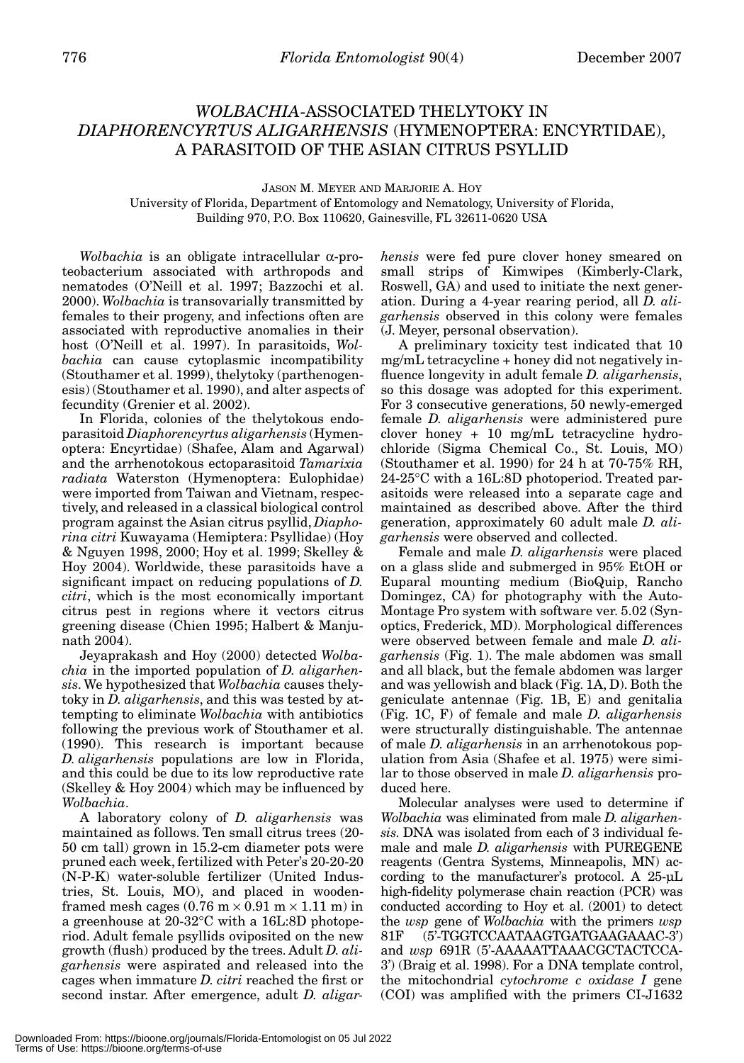# *WOLBACHIA*-ASSOCIATED THELYTOKY IN *DIAPHORENCYRTUS ALIGARHENSIS* (HYMENOPTERA: ENCYRTIDAE), A PARASITOID OF THE ASIAN CITRUS PSYLLID

JASON M. MEYER AND MARJORIE A. HOY
University of Florida, Department of Entomology and Nematology, University of Florida, Building 970, P.O. Box 110620, Gainesville, FL 32611-0620 USA

*Wolbachia* is an obligate intracellular α-proteobacterium associated with arthropods and nematodes (O'Neill et al. 1997; Bazzochi et al. 2000). *Wolbachia* is transovarially transmitted by females to their progeny, and infections often are associated with reproductive anomalies in their host (O'Neill et al. 1997). In parasitoids, *Wolbachia* can cause cytoplasmic incompatibility (Stouthamer et al. 1999), thelytoky (parthenogenesis) (Stouthamer et al. 1990), and alter aspects of fecundity (Grenier et al. 2002).

In Florida, colonies of the thelytokous endoparasitoid *Diaphorencyrtus aligarhensis* (Hymenoptera: Encyrtidae) (Shafee, Alam and Agarwal) and the arrhenotokous ectoparasitoid *Tamarixia radiata* Waterston (Hymenoptera: Eulophidae) were imported from Taiwan and Vietnam, respectively, and released in a classical biological control program against the Asian citrus psyllid, *Diaphorina citri* Kuwayama (Hemiptera: Psyllidae) (Hoy & Nguyen 1998, 2000; Hoy et al. 1999; Skelley & Hoy 2004). Worldwide, these parasitoids have a significant impact on reducing populations of *D. citri*, which is the most economically important citrus pest in regions where it vectors citrus greening disease (Chien 1995; Halbert & Manjunath 2004).

Jeyaprakash and Hoy (2000) detected *Wolbachia* in the imported population of *D. aligarhensis*. We hypothesized that *Wolbachia* causes thelytoky in *D. aligarhensis*, and this was tested by attempting to eliminate *Wolbachia* with antibiotics following the previous work of Stouthamer et al. (1990). This research is important because *D. aligarhensis* populations are low in Florida, and this could be due to its low reproductive rate (Skelley & Hoy 2004) which may be influenced by *Wolbachia*.

A laboratory colony of *D. aligarhensis* was maintained as follows. Ten small citrus trees (20-50 cm tall) grown in 15.2-cm diameter pots were pruned each week, fertilized with Peter's 20-20-20 (N-P-K) water-soluble fertilizer (United Industries, St. Louis, MO), and placed in wooden-framed mesh cages (0.76 m × 0.91 m × 1.11 m) in a greenhouse at 20-32°C with a 16L:8D photoperiod. Adult female psyllids oviposited on the new growth (flush) produced by the trees. Adult *D. aligarhensis* were aspirated and released into the cages when immature *D. citri* reached the first or second instar. After emergence, adult *D. aligarhensis* were fed pure clover honey smeared on small strips of Kimwipes (Kimberly-Clark, Roswell, GA) and used to initiate the next generation. During a 4-year rearing period, all *D. aligarhensis* observed in this colony were females (J. Meyer, personal observation).

A preliminary toxicity test indicated that 10 mg/mL tetracycline + honey did not negatively influence longevity in adult female *D. aligarhensis*, so this dosage was adopted for this experiment. For 3 consecutive generations, 50 newly-emerged female *D. aligarhensis* were administered pure clover honey + 10 mg/mL tetracycline hydrochloride (Sigma Chemical Co., St. Louis, MO) (Stouthamer et al. 1990) for 24 h at 70-75% RH, 24-25°C with a 16L:8D photoperiod. Treated parasitoids were released into a separate cage and maintained as described above. After the third generation, approximately 60 adult male *D. aligarhensis* were observed and collected.

Female and male *D. aligarhensis* were placed on a glass slide and submerged in 95% EtOH or Euparal mounting medium (BioQuip, Rancho Domingez, CA) for photography with the Auto-Montage Pro system with software ver. 5.02 (Synoptics, Frederick, MD). Morphological differences were observed between female and male *D. aligarhensis* (Fig. 1). The male abdomen was small and all black, but the female abdomen was larger and was yellowish and black (Fig. 1A, D). Both the geniculate antennae (Fig. 1B, E) and genitalia (Fig. 1C, F) of female and male *D. aligarhensis* were structurally distinguishable. The antennae of male *D. aligarhensis* in an arrhenotokous population from Asia (Shafee et al. 1975) were similar to those observed in male *D. aligarhensis* produced here.

Molecular analyses were used to determine if *Wolbachia* was eliminated from male *D. aligarhensis*. DNA was isolated from each of 3 individual female and male *D. aligarhensis* with PUREGENE reagents (Gentra Systems, Minneapolis, MN) according to the manufacturer's protocol. A 25-μL high-fidelity polymerase chain reaction (PCR) was conducted according to Hoy et al. (2001) to detect the *wsp* gene of *Wolbachia* with the primers *wsp* 81F (5'-TGGTCCAATAAGTGATGAAGAAAC-3') and *wsp* 691R (5'-AAAAATTAAACGCTACTCCA-3') (Braig et al. 1998). For a DNA template control, the mitochondrial *cytochrome c oxidase I* gene (COI) was amplified with the primers CI-J1632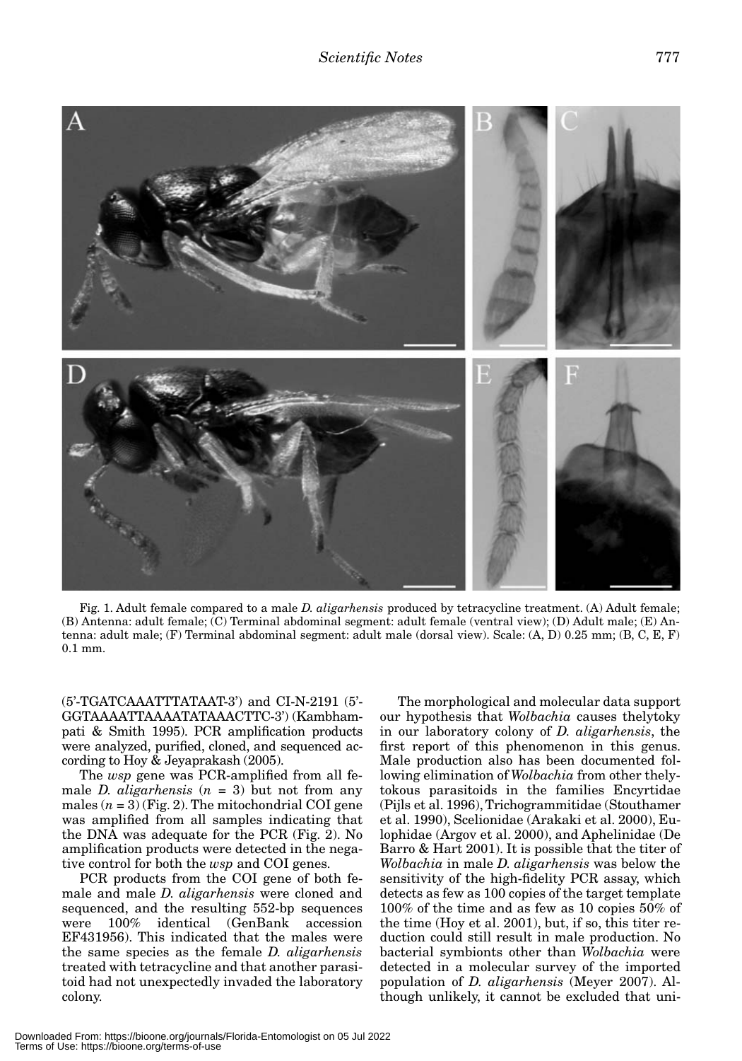Fig. 1. Adult female compared to a male *D. aligarhensis* produced by tetracycline treatment. (A) Adult female; (B) Antenna: adult female; (C) Terminal abdominal segment: adult female (ventral view); (D) Adult male; (E) Antenna: adult male; (F) Terminal abdominal segment: adult male (dorsal view). Scale: (A, D) 0.25 mm; (B, C, E, F) 0.1 mm.

(5'-TGATCAAATTTATAAT-3') and CI-N-2191 (5'-GGTAAAATTAAAATATAAACTTC-3') (Kambhampati & Smith 1995). PCR amplification products were analyzed, purified, cloned, and sequenced according to Hoy & Jeyaprakash (2005).

The *wsp* gene was PCR-amplified from all female *D. aligarhensis* ($n = 3$) but not from any males ($n = 3$) (Fig. 2). The mitochondrial COI gene was amplified from all samples indicating that the DNA was adequate for the PCR (Fig. 2). No amplification products were detected in the negative control for both the *wsp* and COI genes.

PCR products from the COI gene of both female and male *D. aligarhensis* were cloned and sequenced, and the resulting 552-bp sequences were 100% identical (GenBank accession EF431956). This indicated that the males were the same species as the female *D. aligarhensis* treated with tetracycline and that another parasitoid had not unexpectedly invaded the laboratory colony.

The morphological and molecular data support our hypothesis that *Wolbachia* causes thelytoky in our laboratory colony of *D. aligarhensis*, the first report of this phenomenon in this genus. Male production also has been documented following elimination of *Wolbachia* from other thelytokous parasitoids in the families Encyrtidae (Pijls et al. 1996), Trichogrammitidae (Stouthamer et al. 1990), Scelionidae (Arakaki et al. 2000), Eulophidae (Argov et al. 2000), and Aphelinidae (De Barro & Hart 2001). It is possible that the titer of *Wolbachia* in male *D. aligarhensis* was below the sensitivity of the high-fidelity PCR assay, which detects as few as 100 copies of the target template 100% of the time and as few as 10 copies 50% of the time (Hoy et al. 2001), but, if so, this titer reduction could still result in male production. No bacterial symbionts other than *Wolbachia* were detected in a molecular survey of the imported population of *D. aligarhensis* (Meyer 2007). Although unlikely, it cannot be excluded that uni-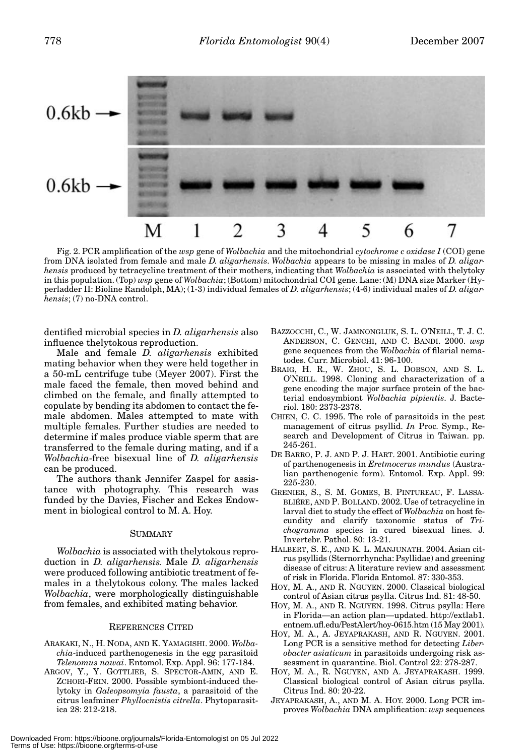Fig. 2. PCR amplification of the *wsp* gene of *Wolbachia* and the mitochondrial *cytochrome c oxidase I* (COI) gene from DNA isolated from female and male *D. aligarhensis*. *Wolbachia* appears to be missing in males of *D. aligarhensis* produced by tetracycline treatment of their mothers, indicating that *Wolbachia* is associated with thelytoky in this population. (Top) *wsp* gene of *Wolbachia*; (Bottom) mitochondrial COI gene. Lane: (M) DNA size Marker (Hyperladder II: Bioline Randolph, MA); (1-3) individual females of *D. aligarhensis*; (4-6) individual males of *D. aligarhensis*; (7) no-DNA control.

dentified microbial species in *D. aligarhensis* also influence thelytokous reproduction.

Male and female *D. aligarhensis* exhibited mating behavior when they were held together in a 50-mL centrifuge tube (Meyer 2007). First the male faced the female, then moved behind and climbed on the female, and finally attempted to copulate by bending its abdomen to contact the female abdomen. Males attempted to mate with multiple females. Further studies are needed to determine if males produce viable sperm that are transferred to the female during mating, and if a *Wolbachia*-free bisexual line of *D. aligarhensis* can be produced.

The authors thank Jennifer Zaspel for assistance with photography. This research was funded by the Davies, Fischer and Eckes Endowment in biological control to M. A. Hoy.

## SUMMARY

*Wolbachia* is associated with thelytokous reproduction in *D. aligarhensis.* Male *D. aligarhensis* were produced following antibiotic treatment of females in a thelytokous colony. The males lacked *Wolbachia*, were morphologically distinguishable from females, and exhibited mating behavior.

## REFERENCES CITED

ARAKAKI, N., H. NODA, AND K. YAMAGISHI. 2000. *Wolbachia*-induced parthenogenesis in the egg parasitoid *Telenomus nawai*. Entomol. Exp. Appl. 96: 177-184.

ARGOV, Y., Y. GOTTLIEB, S. SPECTOR-AMIN, AND E. ZCHORI-FEIN. 2000. Possible symbiont-induced thelytoky in *Galeopsomyia fausta*, a parasitoid of the citrus leafminer *Phyllocnistis citrella*. Phytoparasitica 28: 212-218.

BAZZOCCHI, C., W. JAMNONGLUK, S. L. O'NEILL, T. J. C. ANDERSON, C. GENCHI, AND C. BANDI. 2000. *wsp* gene sequences from the *Wolbachia* of filarial nematodes. Curr. Microbiol. 41: 96-100.

BRAIG, H. R., W. ZHOU, S. L. DOBSON, AND S. L. O'NEILL. 1998. Cloning and characterization of a gene encoding the major surface protein of the bacterial endosymbiont *Wolbachia pipientis*. J. Bacteriol. 180: 2373-2378.

CHIEN, C. C. 1995. The role of parasitoids in the pest management of citrus psyllid. *In* Proc. Symp., Research and Development of Citrus in Taiwan. pp. 245-261.

DE BARRO, P. J. AND P. J. HART. 2001. Antibiotic curing of parthenogenesis in *Eretmocerus mundus* (Australian parthenogenic form). Entomol. Exp. Appl. 99: 225-230.

GRENIER, S., S. M. GOMES, B. PINTUREAU, F. LASSABLIÈRE, AND P. BOLLAND. 2002. Use of tetracycline in larval diet to study the effect of *Wolbachia* on host fecundity and clarify taxonomic status of *Trichogramma* species in cured bisexual lines. J. Invertebr. Pathol. 80: 13-21.

HALBERT, S. E., AND K. L. MANJUNATH. 2004. Asian citrus psyllids (Sternorrhyncha: Psyllidae) and greening disease of citrus: A literature review and assessment of risk in Florida. Florida Entomol. 87: 330-353.

HOY, M. A., AND R. NGUYEN. 2000. Classical biological control of Asian citrus psylla. Citrus Ind. 81: 48-50.

HOY, M. A., AND R. NGUYEN. 1998. Citrus psylla: Here in Florida—an action plan—updated. http://extlab1.entnem.ufl.edu/PestAlert/hoy-0615.htm (15 May 2001).

HOY, M. A., A. JEYAPRAKASH, AND R. NGUYEN. 2001. Long PCR is a sensitive method for detecting *Liberobacter asiaticum* in parasitoids undergoing risk assessment in quarantine. Biol. Control 22: 278-287.

HOY, M. A., R. NGUYEN, AND A. JEYAPRAKASH. 1999. Classical biological control of Asian citrus psylla. Citrus Ind. 80: 20-22.

JEYAPRAKASH, A., AND M. A. HOY. 2000. Long PCR improves *Wolbachia* DNA amplification: *wsp* sequences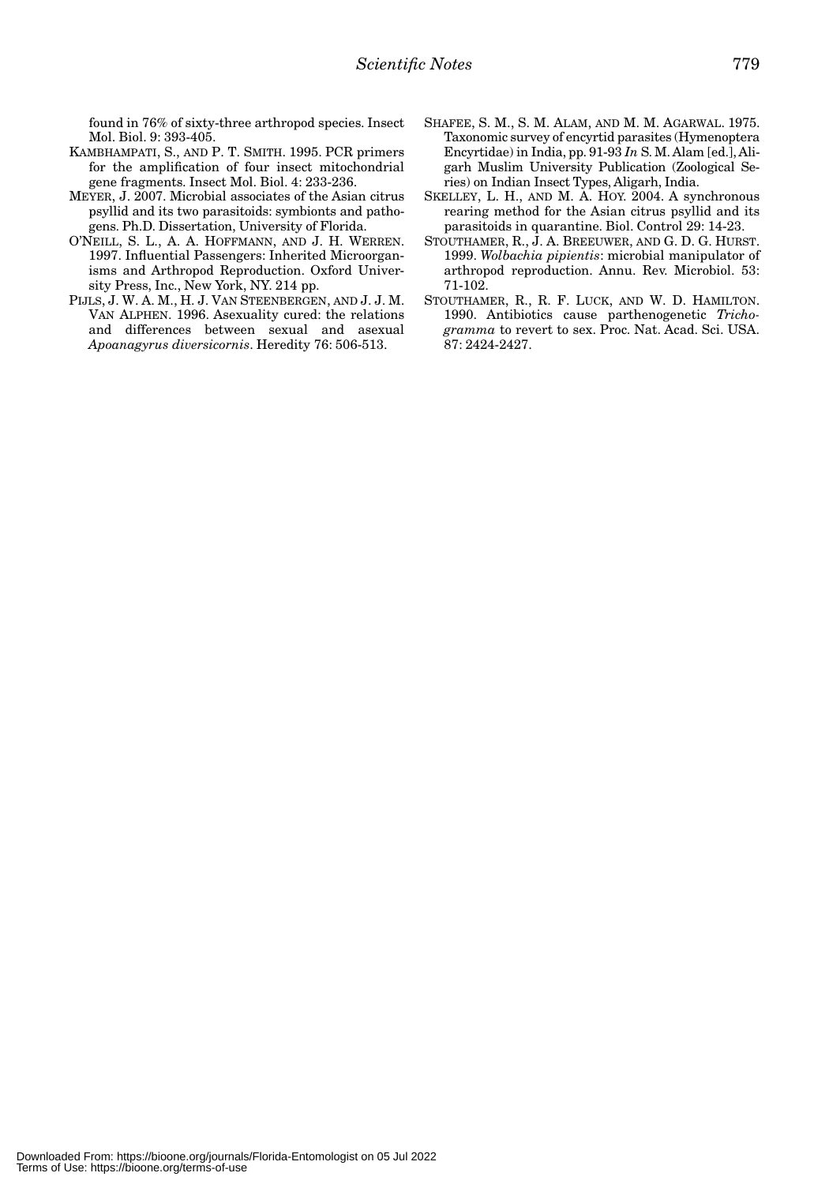found in 76% of sixty-three arthropod species. Insect Mol. Biol. 9: 393-405.

KAMBHAMPATI, S., AND P. T. SMITH. 1995. PCR primers for the amplification of four insect mitochondrial gene fragments. Insect Mol. Biol. 4: 233-236.

MEYER, J. 2007. Microbial associates of the Asian citrus psyllid and its two parasitoids: symbionts and pathogens. Ph.D. Dissertation, University of Florida.

O'NEILL, S. L., A. A. HOFFMANN, AND J. H. WERREN. 1997. Influential Passengers: Inherited Microorganisms and Arthropod Reproduction. Oxford University Press, Inc., New York, NY. 214 pp.

PIJLS, J. W. A. M., H. J. VAN STEENBERGEN, AND J. J. M. VAN ALPHEN. 1996. Asexuality cured: the relations and differences between sexual and asexual *Apoanagyrus diversicornis*. Heredity 76: 506-513.

SHAFEE, S. M., S. M. ALAM, AND M. M. AGARWAL. 1975. Taxonomic survey of encyrtid parasites (Hymenoptera Encyrtidae) in India, pp. 91-93 *In* S. M. Alam [ed.], Aligarh Muslim University Publication (Zoological Series) on Indian Insect Types, Aligarh, India.

SKELLEY, L. H., AND M. A. HOY. 2004. A synchronous rearing method for the Asian citrus psyllid and its parasitoids in quarantine. Biol. Control 29: 14-23.

STOUTHAMER, R., J. A. BREEUWER, AND G. D. G. HURST. 1999. *Wolbachia pipientis*: microbial manipulator of arthropod reproduction. Annu. Rev. Microbiol. 53: 71-102.

STOUTHAMER, R., R. F. LUCK, AND W. D. HAMILTON. 1990. Antibiotics cause parthenogenetic *Trichogramma* to revert to sex. Proc. Nat. Acad. Sci. USA. 87: 2424-2427.